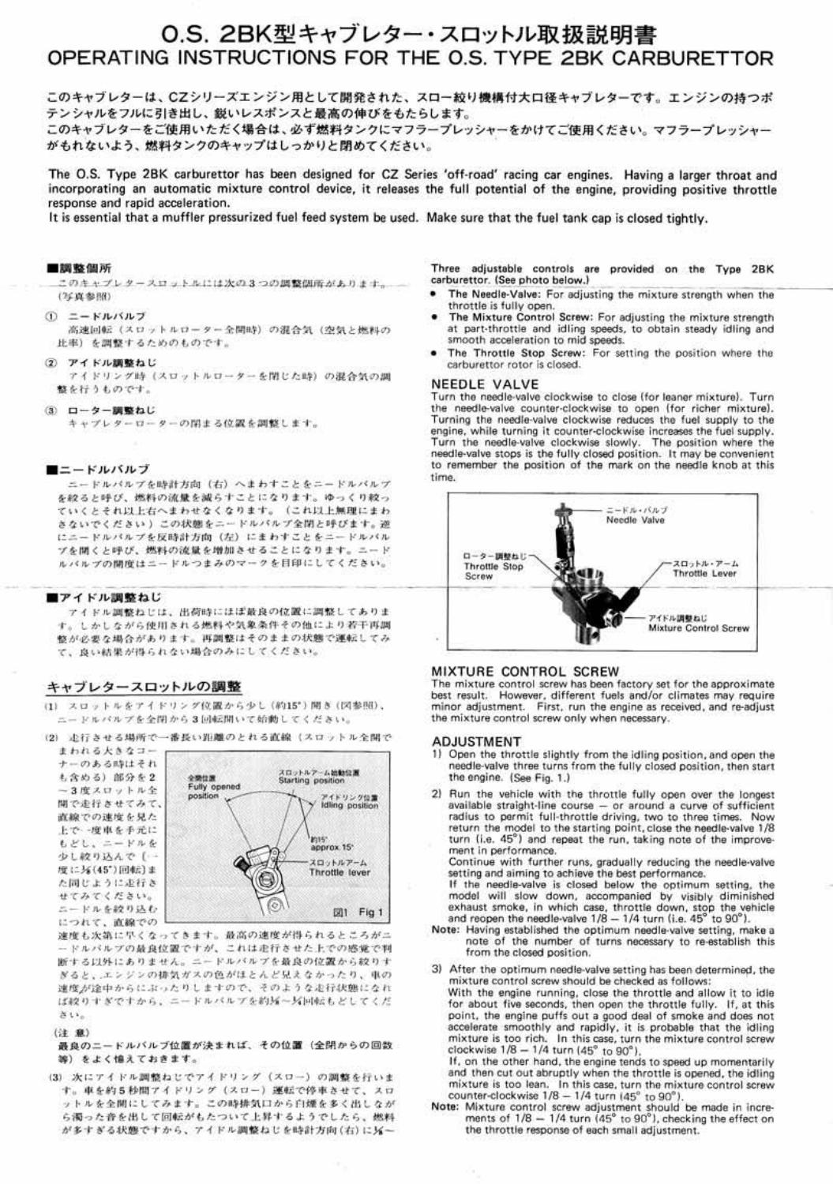# O.S. 2BK型キャブレター・スロットル取扱説明書
# OPERATING INSTRUCTIONS FOR THE O.S. TYPE 2BK CARBURETTOR

このキャブレターは、CZシリーズエンジン用として開発された、スロー絞り機構付大口径キャブレターです。エンジンの持つポテンシャルをフルに引き出し、鋭いレスポンスと最高の伸びをもたらします。
このキャブレターをご使用いただく場合は、必ず燃料タンクにマフラープレッシャーをかけてご使用ください。マフラープレッシャーがもれないよう、燃料タンクのキャップはしっかりと閉めてください。

The O.S. Type 2BK carburettor has been designed for CZ Series 'off-road' racing car engines. Having a larger throat and incorporating an automatic mixture control device, it releases the full potential of the engine, providing positive throttle response and rapid acceleration.
It is essential that a muffler pressurized fuel feed system be used. Make sure that the fuel tank cap is closed tightly.

### ■調整個所

このキャブレタースロットルには次の3つの調整個所があります。（写真参照）

① ニードルバルブ
高速回転（スロットルローター全開時）の混合気（空気と燃料の比率）を調整するためのものです。

② アイドル調整ねじ
アイドリング時（スロットルローターを閉じた時）の混合気の調整を行うものです。

③ ローター調整ねじ
キャブレターローターの閉まる位置を調整します。

### ■ニードルバルブ

ニードルバルブを時計方向（右）へまわすことをニードルバルブを絞ると呼び、燃料の流量を減らすことになります。ゆっくり絞っていくとそれ以上右へまわせなくなります。（これ以上無理にまわさないでください）この状態をニードルバルブ全閉と呼びます。逆にニードルバルブを反時計方向（左）にまわすことをニードルバルブを開くと呼び、燃料の流量を増加させることになります。ニードルバルブの開度はニードルつまみのマークを目印にしてください。

### ■アイドル調整ねじ

アイドル調整ねじは、出荷時にほぼ最良の位置に調整してあります。しかしながら使用される燃料や気象条件その他により若干再調整が必要な場合があります。再調整はそのままの状態で運転してみて、良い結果が得られない場合のみにしてください。

### キャブレタースロットルの調整

(1) スロットルをアイドリング位置から少し（約15°）開き（図参照）、ニードルバルブを全閉から3回転開いて始動してください。

(2) 走行させる場所で一番長い距離のとれる直線（スロットル全開でまわれる大きなコーナーのある時はそれも含める）部分を2〜3度スロットル全開で走行させてみて、直線での速度を見た上で一度車を手元にもどし、ニードルを少し絞り込んで（一度に1/8(45°)回転）また同じように走行させてみてください。ニードルを絞り込むにつれて、直線での速度も次第に早くなってきます。最高の速度が得られるところがニードルバルブの最良位置ですが、これは走行させた上での感覚で判断する以外にありません。ニードルバルブを最良の位置から絞りすぎると、エンジンの排気ガスの色がほとんど見えなかったり、車の速度が途中からにぶったりしますので、そのような走行状態になれば絞りすぎですから、ニードルバルブを約1/8〜1/4回転もどしてください。

（注 意）
最良のニードルバルブ位置が決まれば、その位置（全閉からの回数等）をよく憶えておきます。

(3) 次にアイドル調整ねじでアイドリング（スロー）の調整を行います。車を約5秒間アイドリング（スロー）運転で停車させて、スロットルを全開にしてみます。この時排気口から白煙を多く出しながら濁った音を出して回転がもたついて上昇するようでしたら、燃料が多すぎる状態ですから、アイドル調整ねじを時計方向（右）に1/8〜

全開位置 Fully opened position
スロットルアーム始動位置 Starting position
アイドリング位置 Idling position
約15° approx. 15°
スロットルアーム Throttle lever
図1 Fig 1

Three adjustable controls are provided on the Type 2BK carburettor. (See photo below.)

- **The Needle-Valve:** For adjusting the mixture strength when the throttle is fully open.
- **The Mixture Control Screw:** For adjusting the mixture strength at part-throttle and idling speeds, to obtain steady idling and smooth acceleration to mid speeds.
- **The Throttle Stop Screw:** For setting the position where the carburettor rotor is closed.

## NEEDLE VALVE

Turn the needle-valve clockwise to close (for leaner mixture). Turn the needle-valve counter-clockwise to open (for richer mixture). Turning the needle-valve clockwise reduces the fuel supply to the engine, while turning it counter-clockwise increases the fuel supply. Turn the needle-valve clockwise slowly. The position where the needle-valve stops is the fully closed position. It may be convenient to remember the position of the mark on the needle knob at this time.

ニードル・バルブ Needle Valve
ローター調整ねじ Throttle Stop Screw
スロットル・アーム Throttle Lever
アイドル調整ねじ Mixture Control Screw

## MIXTURE CONTROL SCREW

The mixture control screw has been factory set for the approximate best result. However, different fuels and/or climates may require minor adjustment. First, run the engine as received, and re-adjust the mixture control screw only when necessary.

## ADJUSTMENT

1) Open the throttle slightly from the idling position, and open the needle-valve three turns from the fully closed position, then start the engine. (See Fig. 1.)

2) Run the vehicle with the throttle fully open over the longest available straight-line course — or around a curve of sufficient radius to permit full-throttle driving, two to three times. Now return the model to the starting point, close the needle-valve 1/8 turn (i.e. 45°) and repeat the run, taking note of the improvement in performance.
Continue with further runs, gradually reducing the needle-valve setting and aiming to achieve the best performance.
If the needle-valve is closed below the optimum setting, the model will slow down, accompanied by visibly diminished exhaust smoke, in which case, throttle down, stop the vehicle and reopen the needle-valve 1/8 – 1/4 turn (i.e. 45° to 90°).

**Note:** Having established the optimum needle-valve setting, make a note of the number of turns necessary to re-establish this from the closed position.

3) After the optimum needle-valve setting has been determined, the mixture control screw should be checked as follows:
With the engine running, close the throttle and allow it to idle for about five seconds, then open the throttle fully. If, at this point, the engine puffs out a good deal of smoke and does not accelerate smoothly and rapidly, it is probable that the idling mixture is too rich. In this case, turn the mixture control screw clockwise 1/8 – 1/4 turn (45° to 90°).
If, on the other hand, the engine tends to speed up momentarily and then cut out abruptly when the throttle is opened, the idling mixture is too lean. In this case, turn the mixture control screw counter-clockwise 1/8 – 1/4 turn (45° to 90°).

**Note:** Mixture control screw adjustment should be made in increments of 1/8 – 1/4 turn (45° to 90°), checking the effect on the throttle response of each small adjustment.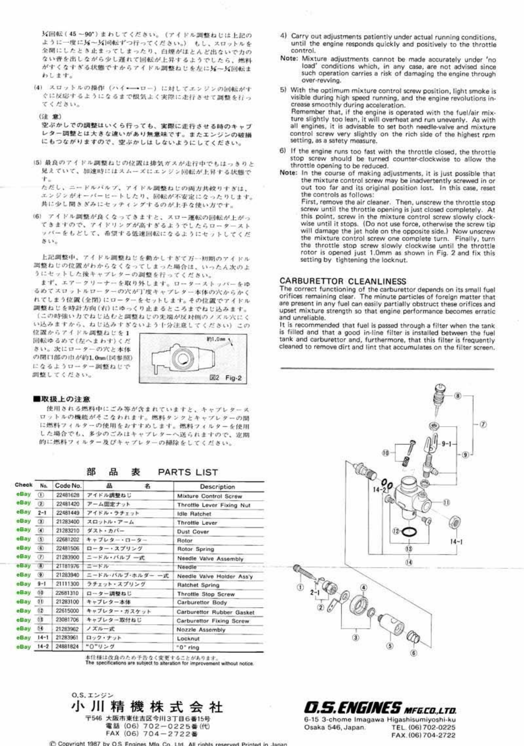½回転（45～90°）まわしてください。（アイドル調整ねじは上記のように一度に⅛～¼回転ずつ行ってください。）もし、スロットルを全開にしたとき止まってしまったり、白煙がほとんど出ないで力のない音を出しながら少し遅れて回転が上昇するようでしたら、燃料がすくなすぎる状態ですからアイドル調整ねじを左に⅛～¼回転まわします。

(4) スロットルの操作（ハイ←→ロー）に対してエンジンの回転がすぐに反応するようになるまで根気よく実際に走行させて調整を行ってください。

（注 意）
空ぶかしでの調整はいくら行っても、実際に走行させる時のキャブレター調整とは大きな違いがあり無意味です。またエンジンの破損にもつながりますので、空ぶかしはしないようにしてください。

(5) 最良のアイドル調整ねじの位置は排気ガスが走行中でもはっきりと見えていて、加速時にはスムーズにエンジン回転が上昇する状態です。
ただし、ニードルバルブ、アイドル調整ねじの両方共絞りすぎは、エンジンがオーバーヒートしたり、回転が不安定になったりします。共に少し開きぎみにセッティングするのが上手な使い方です。

(6) アイドル調整が良くなってきますと、スロー運転の回転が上がってきますので、アイドリングが高すぎるようでしたらローターストッパーをもどして、希望する低速回転になるようにセットしてください。

上記調整中、アイドル調整ねじを動かしすぎて万一初期のアイドル調整ねじの位置がわからなくなってしまった場合は、いったん次のようにセットした後キャブレターの調整を行ってください。
まず、エアークリーナーを取り外します。ローターストッパーをゆるめてスロットルローターの穴が丁度キャブレター本体の穴からかくれてしまう位置（全閉）にローターをセットします。その位置でアイドル調整ねじを時計方向（右）にゆっくり止まるところまでねじ込みます。（この時強い力でねじ込むと調整ねじの先端が反対側のノズル穴にくい込みますから、ねじ込みすぎないよう十分注意してください）この位置からアイドル調整ねじを1回転ゆるめて（左へまわす）ください。次にローターの穴と本体の開口部の巾が約1.0mm（図参照）になるようローター調整ねじで調整してください。

約1.0mm
図2 Fig-2

■取扱上の注意
使用される燃料中にごみ等が含まれていますと、キャブレタースロットルの機能がそこなわれます。燃料タンクとキャブレターの間に燃料フィルターの使用をおすすめします。燃料フィルターを使用した場合でも、多少のごみはキャブレターへ送られますので、定期的に燃料フィルター及びキャブレターの掃除をしてください。

4) Carry out adjustments patiently under actual running conditions, until the engine responds quickly and positively to the throttle control.

**Note:** Mixture adjustments cannot be made accurately under 'no load' conditions which, in any case, are not advised since such operation carries a risk of damaging the engine through over-revving.

5) With the optimum mixture control screw position, light smoke is visible during high speed running, and the engine revolutions increase smoothly during acceleration.
Remember that, if the engine is operated with the fuel/air mixture slightly too lean, it will overheat and run unevenly. As with all engines, it is advisable to set both needle-valve and mixture control screw very slightly on the rich side of the highest rpm setting, as a safety measure.

6) If the engine runs too fast with the throttle closed, the throttle stop screw should be turned counter-clockwise to allow the throttle opening to be reduced.

**Note:** In the course of making adjustments, it is just possible that the mixture control screw may be inadvertently screwed in or out too far and its original position lost. In this case, reset the controls as follows:
First, remove the air cleaner. Then, unscrew the throttle stop screw until the throttle opening is just closed completely. At this point, screw in the mixture control screw slowly clockwise until it stops. (Do not use force, otherwise the screw tip will damage the jet hole on the opposite side.) Now unscrew the mixture control screw one complete turn. Finally, turn the throttle stop screw slowly clockwise until the throttle rotor is opened just 1.0mm as shown in Fig. 2 and fix this setting by tightening the locknut.

## CARBURETTOR CLEANLINESS

The correct functioning of the carburettor depends on its small fuel orifices remaining clear. The minute particles of foreign matter that are present in any fuel can easily partially obstruct these orifices and upset mixture strength so that engine performance becomes erratic and unreliable.
It is recommended that fuel is passed through a filter when the tank is filled and that a good in-line filter is installed between the fuel tank and carburettor and, furthermore, that this filter is frequently cleaned to remove dirt and lint that accumulates on the filter screen.

## 部品表 PARTS LIST

| Check | No. | Code No. | 品名 | Description |
|---|---|---|---|---|
| eBay | ① | 22481628 | アイドル調整ねじ | Mixture Control Screw |
| eBay | ② | 22481420 | アーム固定ナット | Throttle Lever Fixing Nut |
| eBay | 2-1 | 22481449 | アイドル・ラチェット | Idle Ratchet |
| eBay | ③ | 21283400 | スロットル・アーム | Throttle Lever |
| eBay | ④ | 21283210 | ダスト・カバー | Dust Cover |
| eBay | ⑤ | 22681202 | キャブレター・ローター | Rotor |
| eBay | ⑥ | 22481506 | ローター・スプリング | Rotor Spring |
| eBay | ⑦ | 21283900 | ニードル・バルブ 一式 | Needle Valve Assembly |
| eBay | ⑧ | 21181976 | ニードル | Needle |
| eBay | ⑨ | 21283940 | ニードル・バルブ・ホルダー 一式 | Needle Valve Holder Ass'y |
| eBay | 9-1 | 21111300 | ラチェット・スプリング | Ratchet Spring |
| eBay | ⑩ | 22681310 | ローター調整ねじ | Throttle Stop Screw |
| eBay | ⑪ | 21283100 | キャブレター本体 | Carburettor Body |
| eBay | ⑫ | 22615000 | キャブレター・ガスケット | Carburettor Rubber Gasket |
| eBay | ⑬ | 23081706 | キャブレター取付ねじ | Carburettor Fixing Screw |
| eBay | ⑭ | 21283962 | ノズル一式 | Nozzle Assembly |
| eBay | 14-1 | 21283961 | ロック・ナット | Locknut |
| eBay | 14-2 | 24881824 | "O"リング | "O" ring |

本仕様は改良のため予告なく変更することがあります。
The specifications are subject to alteration for improvement without notice.

⑧ ⑦ 9-1 ⑨ ⑩ 14-2 ⑪ ⑫ 14-1 ⑬ ⑭ ① 2-1 ② ④ ③ ⑤ ⑥

O.S.エンジン
小川精機株式会社
〒546 大阪市東住吉区今川3丁目6番15号
電話 (06) 702－0225番(代)
FAX (06) 704－2722番

O.S.ENGINES MFG.CO.,LTD.
6-15 3-chome Imagawa Higashisumiyoshi-ku
Osaka 546, Japan.
TEL. (06) 702-0225
FAX. (06) 704-2722

© Copyright 1987 by O.S. Engines Mfg. Co., Ltd. All rights reserved. Printed in Japan.